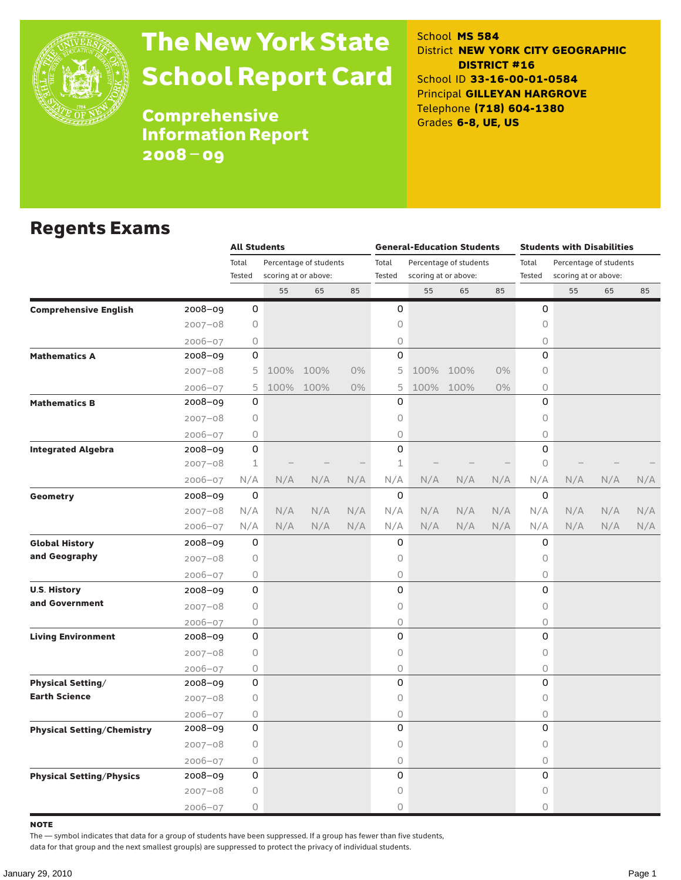# The New York State School Report Card

## Comprehensive Information Report 2008 – 09

School **MS 584**
District **NEW YORK CITY GEOGRAPHIC DISTRICT #16**
School ID **33-16-00-01-0584**
Principal **GILLEYAN HARGROVE**
Telephone **(718) 604-1380**
Grades **6-8, UE, US**

## Regents Exams

| | | All Students | | | | General-Education Students | | | | Students with Disabilities | | | |
|---|---|---|---|---|---|---|---|---|---|---|---|---|---|
| | | Total Tested | Percentage of students scoring at or above: | | | Total Tested | Percentage of students scoring at or above: | | | Total Tested | Percentage of students scoring at or above: | | |
| | | | 55 | 65 | 85 | | 55 | 65 | 85 | | 55 | 65 | 85 |
| **Comprehensive English** | 2008–09 | 0 | | | | 0 | | | | 0 | | | |
| | 2007–08 | 0 | | | | 0 | | | | 0 | | | |
| | 2006–07 | 0 | | | | 0 | | | | 0 | | | |
| **Mathematics A** | 2008–09 | 0 | | | | 0 | | | | 0 | | | |
| | 2007–08 | 5 | 100% | 100% | 0% | 5 | 100% | 100% | 0% | 0 | | | |
| | 2006–07 | 5 | 100% | 100% | 0% | 5 | 100% | 100% | 0% | 0 | | | |
| **Mathematics B** | 2008–09 | 0 | | | | 0 | | | | 0 | | | |
| | 2007–08 | 0 | | | | 0 | | | | 0 | | | |
| | 2006–07 | 0 | | | | 0 | | | | 0 | | | |
| **Integrated Algebra** | 2008–09 | 0 | | | | 0 | | | | 0 | | | |
| | 2007–08 | 1 | – | – | – | 1 | – | – | – | 0 | – | – | – |
| | 2006–07 | N/A | N/A | N/A | N/A | N/A | N/A | N/A | N/A | N/A | N/A | N/A | N/A |
| **Geometry** | 2008–09 | 0 | | | | 0 | | | | 0 | | | |
| | 2007–08 | N/A | N/A | N/A | N/A | N/A | N/A | N/A | N/A | N/A | N/A | N/A | N/A |
| | 2006–07 | N/A | N/A | N/A | N/A | N/A | N/A | N/A | N/A | N/A | N/A | N/A | N/A |
| **Global History and Geography** | 2008–09 | 0 | | | | 0 | | | | 0 | | | |
| | 2007–08 | 0 | | | | 0 | | | | 0 | | | |
| | 2006–07 | 0 | | | | 0 | | | | 0 | | | |
| **U.S. History and Government** | 2008–09 | 0 | | | | 0 | | | | 0 | | | |
| | 2007–08 | 0 | | | | 0 | | | | 0 | | | |
| | 2006–07 | 0 | | | | 0 | | | | 0 | | | |
| **Living Environment** | 2008–09 | 0 | | | | 0 | | | | 0 | | | |
| | 2007–08 | 0 | | | | 0 | | | | 0 | | | |
| | 2006–07 | 0 | | | | 0 | | | | 0 | | | |
| **Physical Setting/ Earth Science** | 2008–09 | 0 | | | | 0 | | | | 0 | | | |
| | 2007–08 | 0 | | | | 0 | | | | 0 | | | |
| | 2006–07 | 0 | | | | 0 | | | | 0 | | | |
| **Physical Setting/Chemistry** | 2008–09 | 0 | | | | 0 | | | | 0 | | | |
| | 2007–08 | 0 | | | | 0 | | | | 0 | | | |
| | 2006–07 | 0 | | | | 0 | | | | 0 | | | |
| **Physical Setting/Physics** | 2008–09 | 0 | | | | 0 | | | | 0 | | | |
| | 2007–08 | 0 | | | | 0 | | | | 0 | | | |
| | 2006–07 | 0 | | | | 0 | | | | 0 | | | |

**NOTE**

The — symbol indicates that data for a group of students have been suppressed. If a group has fewer than five students, data for that group and the next smallest group(s) are suppressed to protect the privacy of individual students.

January 29, 2010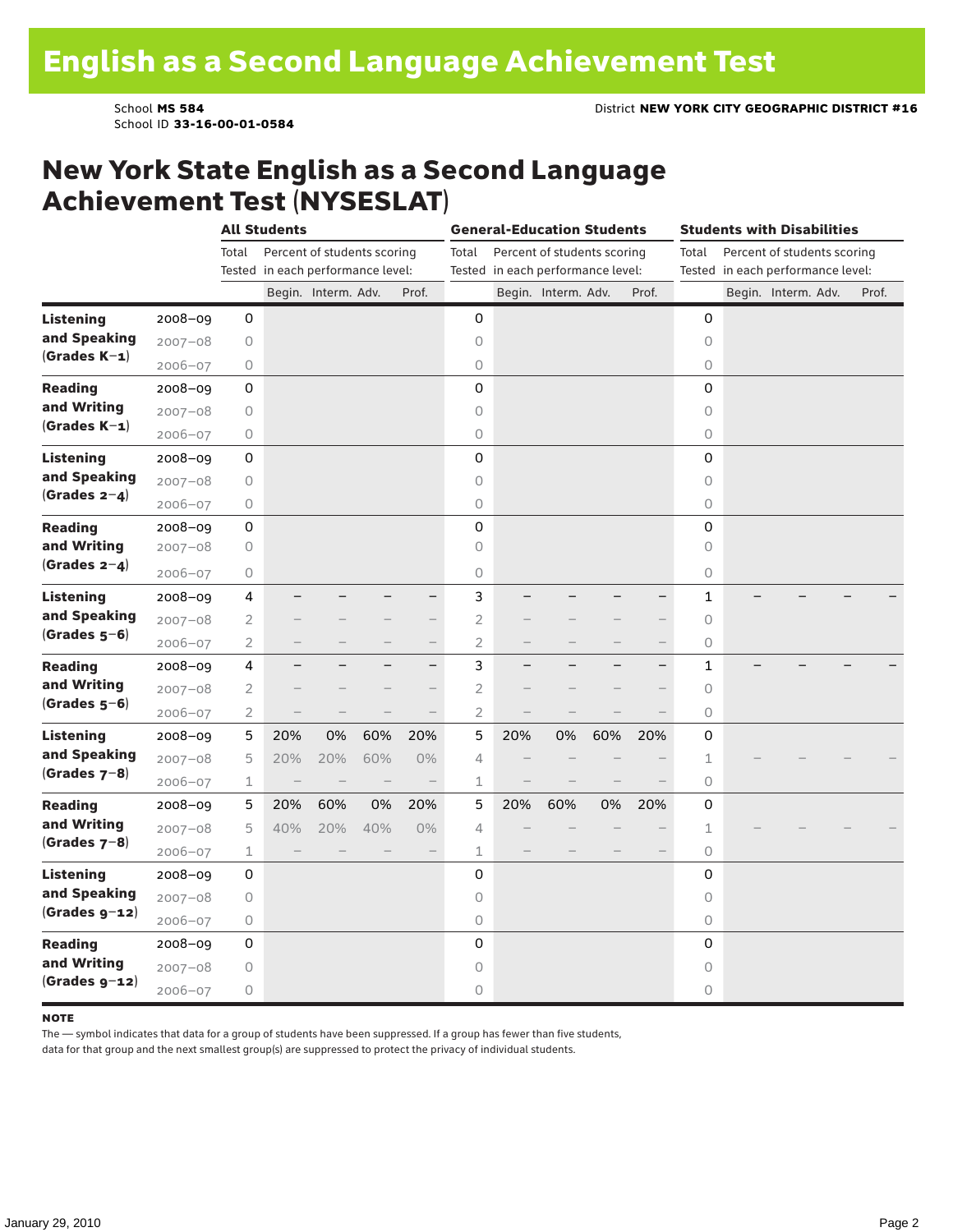# English as a Second Language Achievement Test

School **MS 584**
School ID **33-16-00-01-0584**

District **NEW YORK CITY GEOGRAPHIC DISTRICT #16**

## New York State English as a Second Language Achievement Test (NYSESLAT)

| | | All Students | | | | | General-Education Students | | | | | Students with Disabilities | | | | |
|---|---|---|---|---|---|---|---|---|---|---|---|---|---|---|---|---|
| | | Total Tested | Percent of students scoring in each performance level: | | | | Total Tested | Percent of students scoring in each performance level: | | | | Total Tested | Percent of students scoring in each performance level: | | | |
| | | | Begin. | Interm. | Adv. | Prof. | | Begin. | Interm. | Adv. | Prof. | | Begin. | Interm. | Adv. | Prof. |
| **Listening and Speaking (Grades K–1)** | 2008–09 | 0 | | | | | 0 | | | | | 0 | | | | |
| | 2007–08 | 0 | | | | | 0 | | | | | 0 | | | | |
| | 2006–07 | 0 | | | | | 0 | | | | | 0 | | | | |
| **Reading and Writing (Grades K–1)** | 2008–09 | 0 | | | | | 0 | | | | | 0 | | | | |
| | 2007–08 | 0 | | | | | 0 | | | | | 0 | | | | |
| | 2006–07 | 0 | | | | | 0 | | | | | 0 | | | | |
| **Listening and Speaking (Grades 2–4)** | 2008–09 | 0 | | | | | 0 | | | | | 0 | | | | |
| | 2007–08 | 0 | | | | | 0 | | | | | 0 | | | | |
| | 2006–07 | 0 | | | | | 0 | | | | | 0 | | | | |
| **Reading and Writing (Grades 2–4)** | 2008–09 | 0 | | | | | 0 | | | | | 0 | | | | |
| | 2007–08 | 0 | | | | | 0 | | | | | 0 | | | | |
| | 2006–07 | 0 | | | | | 0 | | | | | 0 | | | | |
| **Listening and Speaking (Grades 5–6)** | 2008–09 | 4 | – | – | – | – | 3 | – | – | – | – | 1 | – | – | – | – |
| | 2007–08 | 2 | – | – | – | – | 2 | – | – | – | – | 0 | | | | |
| | 2006–07 | 2 | – | – | – | – | 2 | – | – | – | – | 0 | | | | |
| **Reading and Writing (Grades 5–6)** | 2008–09 | 4 | – | – | – | – | 3 | – | – | – | – | 1 | – | – | – | – |
| | 2007–08 | 2 | – | – | – | – | 2 | – | – | – | – | 0 | | | | |
| | 2006–07 | 2 | – | – | – | – | 2 | – | – | – | – | 0 | | | | |
| **Listening and Speaking (Grades 7–8)** | 2008–09 | 5 | 20% | 0% | 60% | 20% | 5 | 20% | 0% | 60% | 20% | 0 | | | | |
| | 2007–08 | 5 | 20% | 20% | 60% | 0% | 4 | – | – | – | – | 1 | – | – | – | – |
| | 2006–07 | 1 | – | – | – | – | 1 | – | – | – | – | 0 | | | | |
| **Reading and Writing (Grades 7–8)** | 2008–09 | 5 | 20% | 60% | 0% | 20% | 5 | 20% | 60% | 0% | 20% | 0 | | | | |
| | 2007–08 | 5 | 40% | 20% | 40% | 0% | 4 | – | – | – | – | 1 | – | – | – | – |
| | 2006–07 | 1 | – | – | – | – | 1 | – | – | – | – | 0 | | | | |
| **Listening and Speaking (Grades 9–12)** | 2008–09 | 0 | | | | | 0 | | | | | 0 | | | | |
| | 2007–08 | 0 | | | | | 0 | | | | | 0 | | | | |
| | 2006–07 | 0 | | | | | 0 | | | | | 0 | | | | |
| **Reading and Writing (Grades 9–12)** | 2008–09 | 0 | | | | | 0 | | | | | 0 | | | | |
| | 2007–08 | 0 | | | | | 0 | | | | | 0 | | | | |
| | 2006–07 | 0 | | | | | 0 | | | | | 0 | | | | |

**NOTE**

The — symbol indicates that data for a group of students have been suppressed. If a group has fewer than five students, data for that group and the next smallest group(s) are suppressed to protect the privacy of individual students.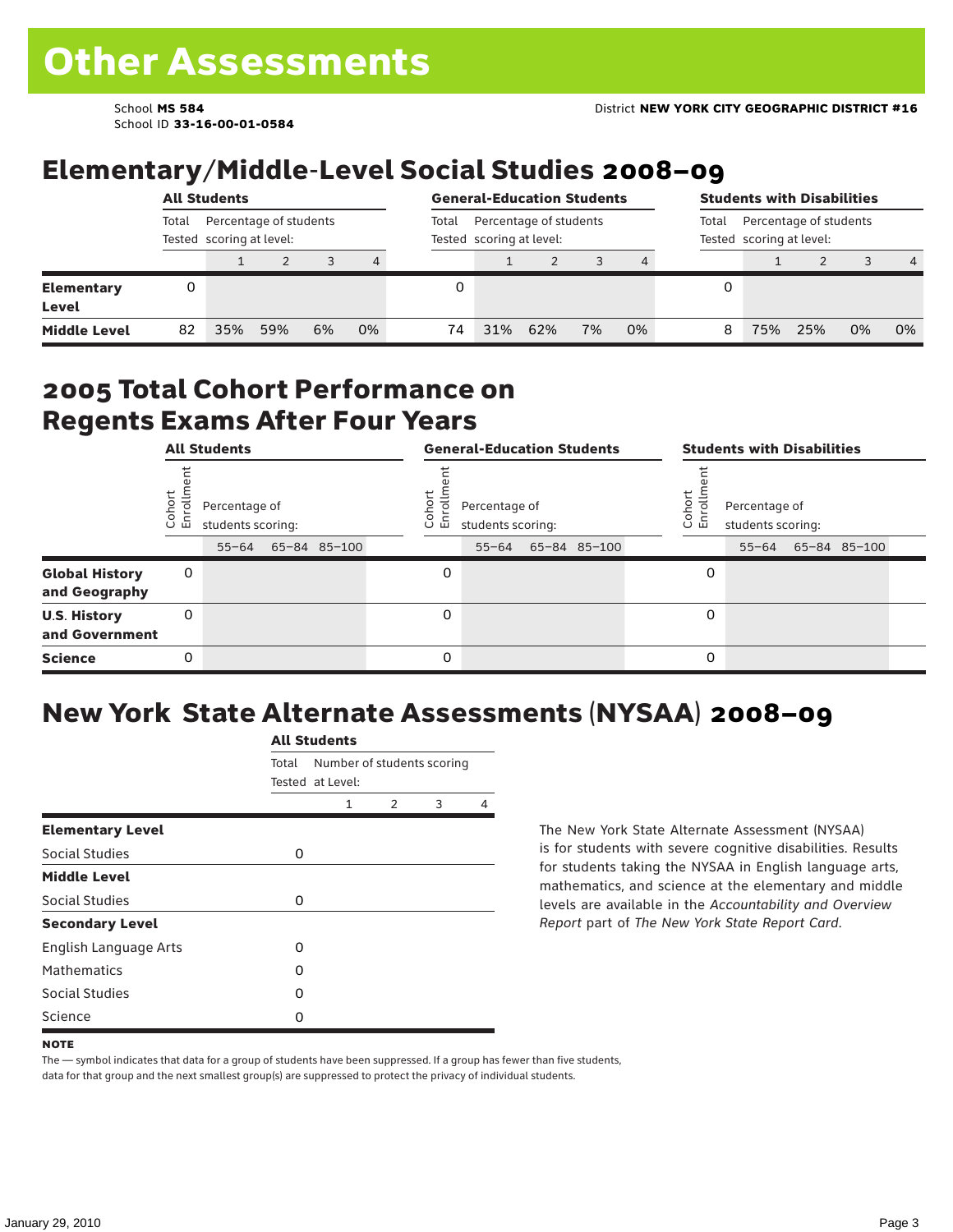# Other Assessments

School **MS 584**
School ID **33-16-00-01-0584**

District **NEW YORK CITY GEOGRAPHIC DISTRICT #16**

## Elementary/Middle-Level Social Studies 2008–09

| | All Students | | | | | General-Education Students | | | | | Students with Disabilities | | | | |
|---|---|---|---|---|---|---|---|---|---|---|---|---|---|---|---|
| | Total Tested | Percentage of students scoring at level: | | | | Total Tested | Percentage of students scoring at level: | | | | Total Tested | Percentage of students scoring at level: | | | |
| | | 1 | 2 | 3 | 4 | | 1 | 2 | 3 | 4 | | 1 | 2 | 3 | 4 |
| **Elementary Level** | 0 | | | | | 0 | | | | | 0 | | | | |
| **Middle Level** | 82 | 35% | 59% | 6% | 0% | 74 | 31% | 62% | 7% | 0% | 8 | 75% | 25% | 0% | 0% |

## 2005 Total Cohort Performance on Regents Exams After Four Years

| | All Students | | | | General-Education Students | | | | Students with Disabilities | | | |
|---|---|---|---|---|---|---|---|---|---|---|---|---|
| | Cohort Enrollment | Percentage of students scoring: | | | Cohort Enrollment | Percentage of students scoring: | | | Cohort Enrollment | Percentage of students scoring: | | |
| | | 55–64 | 65–84 | 85–100 | | 55–64 | 65–84 | 85–100 | | 55–64 | 65–84 | 85–100 |
| **Global History and Geography** | 0 | | | | 0 | | | | 0 | | | |
| **U.S. History and Government** | 0 | | | | 0 | | | | 0 | | | |
| **Science** | 0 | | | | 0 | | | | 0 | | | |

## New York State Alternate Assessments (NYSAA) 2008–09

| | All Students | | | | |
|---|---|---|---|---|---|
| | Total Tested | Number of students scoring at Level: | | | |
| | | 1 | 2 | 3 | 4 |
| **Elementary Level** | | | | | |
| Social Studies | 0 | | | | |
| **Middle Level** | | | | | |
| Social Studies | 0 | | | | |
| **Secondary Level** | | | | | |
| English Language Arts | 0 | | | | |
| Mathematics | 0 | | | | |
| Social Studies | 0 | | | | |
| Science | 0 | | | | |

The New York State Alternate Assessment (NYSAA) is for students with severe cognitive disabilities. Results for students taking the NYSAA in English language arts, mathematics, and science at the elementary and middle levels are available in the *Accountability and Overview Report* part of *The New York State Report Card*.

**NOTE**

The — symbol indicates that data for a group of students have been suppressed. If a group has fewer than five students, data for that group and the next smallest group(s) are suppressed to protect the privacy of individual students.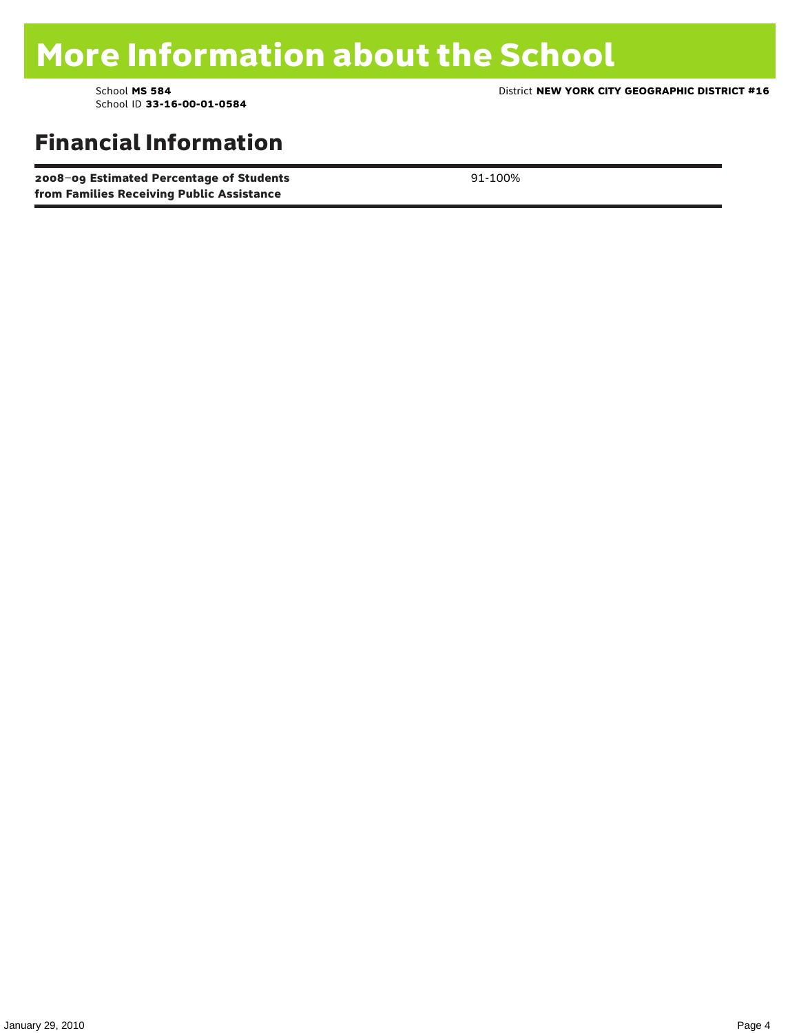# More Information about the School

School **MS 584**
School ID **33-16-00-01-0584**

District **NEW YORK CITY GEOGRAPHIC DISTRICT #16**

## Financial Information

| | |
|---|---|
| **2008–09 Estimated Percentage of Students from Families Receiving Public Assistance** | 91-100% |